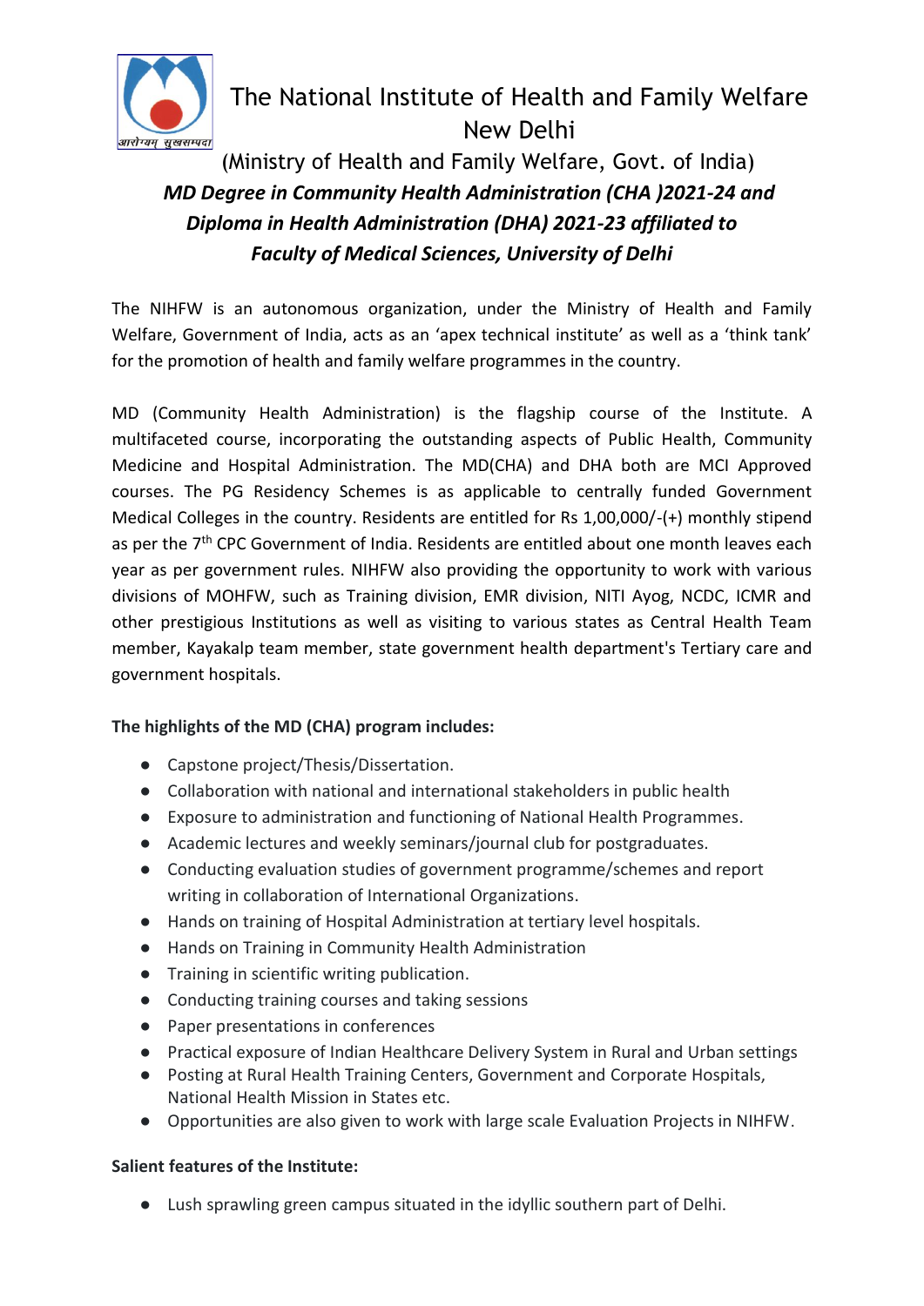# The National Institute of Health and Family Welfare New Delhi

(Ministry of Health and Family Welfare, Govt. of India)

***MD Degree in Community Health Administration (CHA )2021-24 and Diploma in Health Administration (DHA) 2021-23 affiliated to Faculty of Medical Sciences, University of Delhi***

The NIHFW is an autonomous organization, under the Ministry of Health and Family Welfare, Government of India, acts as an 'apex technical institute' as well as a 'think tank' for the promotion of health and family welfare programmes in the country.

MD (Community Health Administration) is the flagship course of the Institute. A multifaceted course, incorporating the outstanding aspects of Public Health, Community Medicine and Hospital Administration. The MD(CHA) and DHA both are MCI Approved courses. The PG Residency Schemes is as applicable to centrally funded Government Medical Colleges in the country. Residents are entitled for Rs 1,00,000/-(+) monthly stipend as per the 7th CPC Government of India. Residents are entitled about one month leaves each year as per government rules. NIHFW also providing the opportunity to work with various divisions of MOHFW, such as Training division, EMR division, NITI Ayog, NCDC, ICMR and other prestigious Institutions as well as visiting to various states as Central Health Team member, Kayakalp team member, state government health department's Tertiary care and government hospitals.

**The highlights of the MD (CHA) program includes:**

- Capstone project/Thesis/Dissertation.
- Collaboration with national and international stakeholders in public health
- Exposure to administration and functioning of National Health Programmes.
- Academic lectures and weekly seminars/journal club for postgraduates.
- Conducting evaluation studies of government programme/schemes and report writing in collaboration of International Organizations.
- Hands on training of Hospital Administration at tertiary level hospitals.
- Hands on Training in Community Health Administration
- Training in scientific writing publication.
- Conducting training courses and taking sessions
- Paper presentations in conferences
- Practical exposure of Indian Healthcare Delivery System in Rural and Urban settings
- Posting at Rural Health Training Centers, Government and Corporate Hospitals, National Health Mission in States etc.
- Opportunities are also given to work with large scale Evaluation Projects in NIHFW.

**Salient features of the Institute:**

- Lush sprawling green campus situated in the idyllic southern part of Delhi.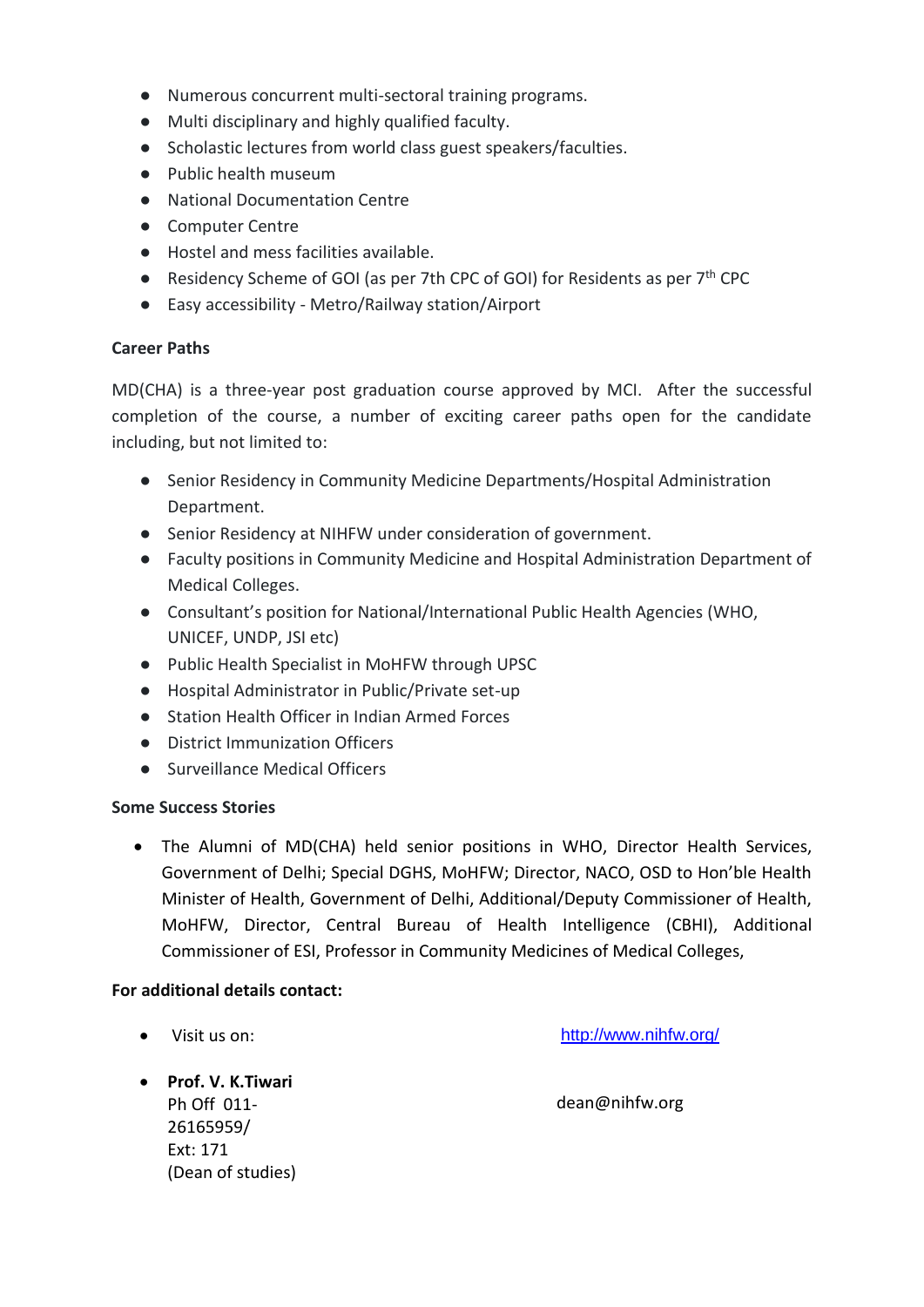- Numerous concurrent multi-sectoral training programs.
- Multi disciplinary and highly qualified faculty.
- Scholastic lectures from world class guest speakers/faculties.
- Public health museum
- National Documentation Centre
- Computer Centre
- Hostel and mess facilities available.
- Residency Scheme of GOI (as per 7th CPC of GOI) for Residents as per 7$^{th}$ CPC
- Easy accessibility - Metro/Railway station/Airport

**Career Paths**

MD(CHA) is a three-year post graduation course approved by MCI. After the successful completion of the course, a number of exciting career paths open for the candidate including, but not limited to:

- Senior Residency in Community Medicine Departments/Hospital Administration Department.
- Senior Residency at NIHFW under consideration of government.
- Faculty positions in Community Medicine and Hospital Administration Department of Medical Colleges.
- Consultant's position for National/International Public Health Agencies (WHO, UNICEF, UNDP, JSI etc)
- Public Health Specialist in MoHFW through UPSC
- Hospital Administrator in Public/Private set-up
- Station Health Officer in Indian Armed Forces
- District Immunization Officers
- Surveillance Medical Officers

**Some Success Stories**

- The Alumni of MD(CHA) held senior positions in WHO, Director Health Services, Government of Delhi; Special DGHS, MoHFW; Director, NACO, OSD to Hon'ble Health Minister of Health, Government of Delhi, Additional/Deputy Commissioner of Health, MoHFW, Director, Central Bureau of Health Intelligence (CBHI), Additional Commissioner of ESI, Professor in Community Medicines of Medical Colleges,

**For additional details contact:**

- Visit us on: http://www.nihfw.org/
- **Prof. V. K.Tiwari**
  Ph Off 011-26165959/
  Ext: 171
  (Dean of studies)
  dean@nihfw.org